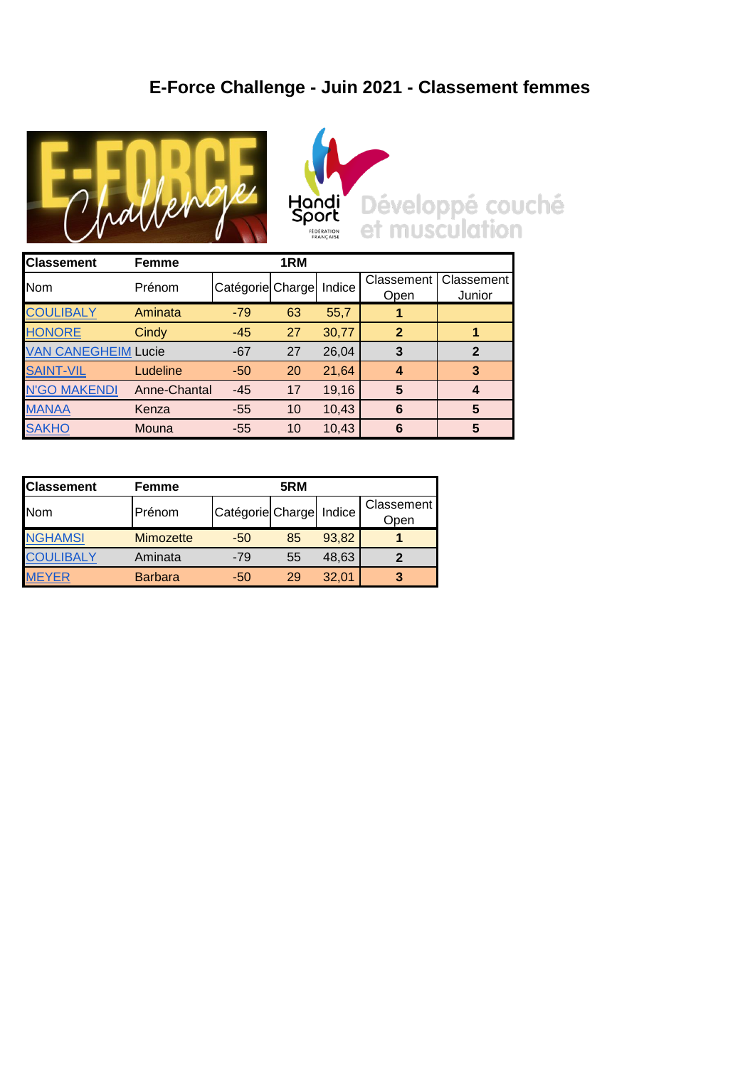# E-Force Challenge - Juin 2021 - Classement femmes

Développé couché et musculation

| Classement | Femme | 1RM | | | | |
|---|---|---|---|---|---|---|
| Nom | Prénom | Catégorie | Charge | Indice | Classement Open | Classement Junior |
| COULIBALY | Aminata | -79 | 63 | 55,7 | **1** | |
| HONORE | Cindy | -45 | 27 | 30,77 | **2** | **1** |
| VAN CANEGHEIM | Lucie | -67 | 27 | 26,04 | **3** | **2** |
| SAINT-VIL | Ludeline | -50 | 20 | 21,64 | **4** | **3** |
| N'GO MAKENDI | Anne-Chantal | -45 | 17 | 19,16 | **5** | **4** |
| MANAA | Kenza | -55 | 10 | 10,43 | **6** | **5** |
| SAKHO | Mouna | -55 | 10 | 10,43 | **6** | **5** |

| Classement | Femme | 5RM | | | |
|---|---|---|---|---|---|
| Nom | Prénom | Catégorie | Charge | Indice | Classement Open |
| NGHAMSI | Mimozette | -50 | 85 | 93,82 | **1** |
| COULIBALY | Aminata | -79 | 55 | 48,63 | **2** |
| MEYER | Barbara | -50 | 29 | 32,01 | **3** |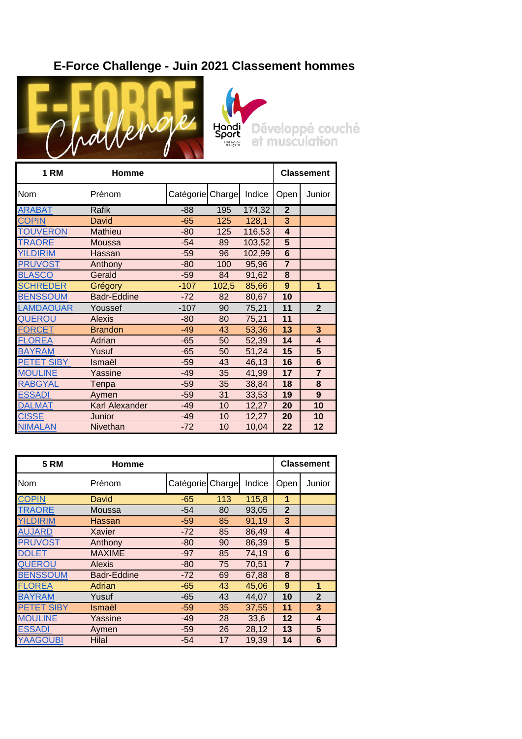# E-Force Challenge - Juin 2021 Classement hommes

Développé couché et musculation

| 1 RM | Homme | | | | Classement | |
|---|---|---|---|---|---|---|
| Nom | Prénom | Catégorie | Charge | Indice | Open | Junior |
| ARABAT | Rafik | -88 | 195 | 174,32 | 2 | |
| COPIN | David | -65 | 125 | 128,1 | 3 | |
| TOUVERON | Mathieu | -80 | 125 | 116,53 | 4 | |
| TRAORE | Moussa | -54 | 89 | 103,52 | 5 | |
| YILDIRIM | Hassan | -59 | 96 | 102,99 | 6 | |
| PRUVOST | Anthony | -80 | 100 | 95,96 | 7 | |
| BLASCO | Gerald | -59 | 84 | 91,62 | 8 | |
| SCHREDER | Grégory | -107 | 102,5 | 85,66 | 9 | 1 |
| BENSSOUM | Badr-Eddine | -72 | 82 | 80,67 | 10 | |
| LAMDAOUAR | Youssef | -107 | 90 | 75,21 | 11 | 2 |
| QUEROU | Alexis | -80 | 80 | 75,21 | 11 | |
| FORCET | Brandon | -49 | 43 | 53,36 | 13 | 3 |
| FLOREA | Adrian | -65 | 50 | 52,39 | 14 | 4 |
| BAYRAM | Yusuf | -65 | 50 | 51,24 | 15 | 5 |
| PETET SIBY | Ismaël | -59 | 43 | 46,13 | 16 | 6 |
| MOULINE | Yassine | -49 | 35 | 41,99 | 17 | 7 |
| RABGYAL | Tenpa | -59 | 35 | 38,84 | 18 | 8 |
| ESSADI | Aymen | -59 | 31 | 33,53 | 19 | 9 |
| DALMAT | Karl Alexander | -49 | 10 | 12,27 | 20 | 10 |
| CISSE | Junior | -49 | 10 | 12,27 | 20 | 10 |
| NIMALAN | Nivethan | -72 | 10 | 10,04 | 22 | 12 |

| 5 RM | Homme | | | | Classement | |
|---|---|---|---|---|---|---|
| Nom | Prénom | Catégorie | Charge | Indice | Open | Junior |
| COPIN | David | -65 | 113 | 115,8 | 1 | |
| TRAORE | Moussa | -54 | 80 | 93,05 | 2 | |
| YILDIRIM | Hassan | -59 | 85 | 91,19 | 3 | |
| AUJARD | Xavier | -72 | 85 | 86,49 | 4 | |
| PRUVOST | Anthony | -80 | 90 | 86,39 | 5 | |
| DOLET | MAXIME | -97 | 85 | 74,19 | 6 | |
| QUEROU | Alexis | -80 | 75 | 70,51 | 7 | |
| BENSSOUM | Badr-Eddine | -72 | 69 | 67,88 | 8 | |
| FLOREA | Adrian | -65 | 43 | 45,06 | 9 | 1 |
| BAYRAM | Yusuf | -65 | 43 | 44,07 | 10 | 2 |
| PETET SIBY | Ismaël | -59 | 35 | 37,55 | 11 | 3 |
| MOULINE | Yassine | -49 | 28 | 33,6 | 12 | 4 |
| ESSADI | Aymen | -59 | 26 | 28,12 | 13 | 5 |
| YAAGOUBI | Hilal | -54 | 17 | 19,39 | 14 | 6 |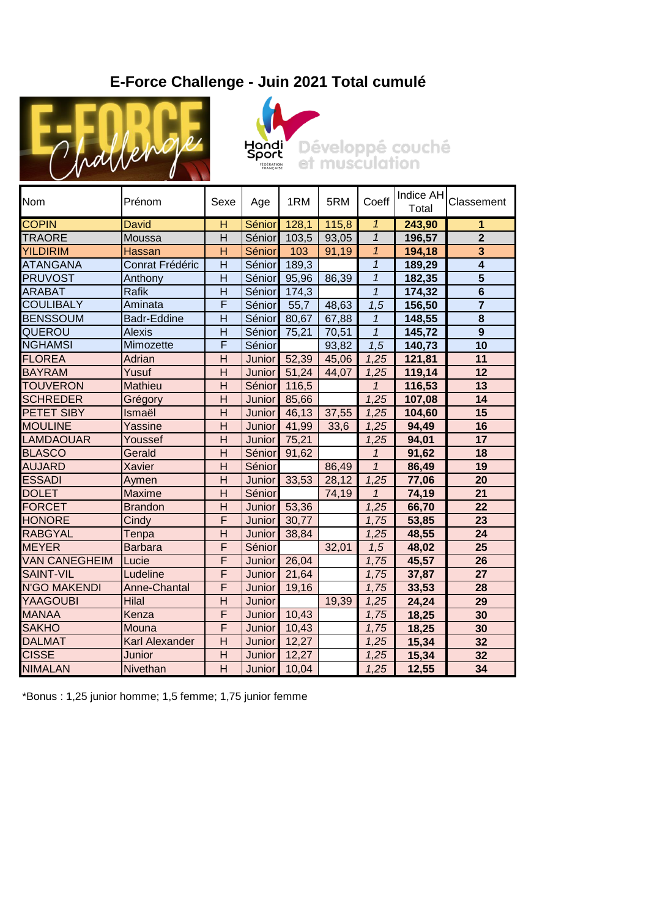# E-Force Challenge - Juin 2021 Total cumulé

Handi Sport FÉDÉRATION FRANÇAISE Développé couché et musculation

| Nom | Prénom | Sexe | Age | 1RM | 5RM | Coeff | Indice AH Total | Classement |
|---|---|---|---|---|---|---|---|---|
| COPIN | David | H | Sénior | 128,1 | 115,8 | 1 | 243,90 | 1 |
| TRAORE | Moussa | H | Sénior | 103,5 | 93,05 | 1 | 196,57 | 2 |
| YILDIRIM | Hassan | H | Sénior | 103 | 91,19 | 1 | 194,18 | 3 |
| ATANGANA | Conrat Frédéric | H | Sénior | 189,3 | | 1 | 189,29 | 4 |
| PRUVOST | Anthony | H | Sénior | 95,96 | 86,39 | 1 | 182,35 | 5 |
| ARABAT | Rafik | H | Sénior | 174,3 | | 1 | 174,32 | 6 |
| COULIBALY | Aminata | F | Sénior | 55,7 | 48,63 | 1,5 | 156,50 | 7 |
| BENSSOUM | Badr-Eddine | H | Sénior | 80,67 | 67,88 | 1 | 148,55 | 8 |
| QUEROU | Alexis | H | Sénior | 75,21 | 70,51 | 1 | 145,72 | 9 |
| NGHAMSI | Mimozette | F | Sénior | | 93,82 | 1,5 | 140,73 | 10 |
| FLOREA | Adrian | H | Junior | 52,39 | 45,06 | 1,25 | 121,81 | 11 |
| BAYRAM | Yusuf | H | Junior | 51,24 | 44,07 | 1,25 | 119,14 | 12 |
| TOUVERON | Mathieu | H | Sénior | 116,5 | | 1 | 116,53 | 13 |
| SCHREDER | Grégory | H | Junior | 85,66 | | 1,25 | 107,08 | 14 |
| PETET SIBY | Ismaël | H | Junior | 46,13 | 37,55 | 1,25 | 104,60 | 15 |
| MOULINE | Yassine | H | Junior | 41,99 | 33,6 | 1,25 | 94,49 | 16 |
| LAMDAOUAR | Youssef | H | Junior | 75,21 | | 1,25 | 94,01 | 17 |
| BLASCO | Gerald | H | Sénior | 91,62 | | 1 | 91,62 | 18 |
| AUJARD | Xavier | H | Sénior | | 86,49 | 1 | 86,49 | 19 |
| ESSADI | Aymen | H | Junior | 33,53 | 28,12 | 1,25 | 77,06 | 20 |
| DOLET | Maxime | H | Sénior | | 74,19 | 1 | 74,19 | 21 |
| FORCET | Brandon | H | Junior | 53,36 | | 1,25 | 66,70 | 22 |
| HONORE | Cindy | F | Junior | 30,77 | | 1,75 | 53,85 | 23 |
| RABGYAL | Tenpa | H | Junior | 38,84 | | 1,25 | 48,55 | 24 |
| MEYER | Barbara | F | Sénior | | 32,01 | 1,5 | 48,02 | 25 |
| VAN CANEGHEIM | Lucie | F | Junior | 26,04 | | 1,75 | 45,57 | 26 |
| SAINT-VIL | Ludeline | F | Junior | 21,64 | | 1,75 | 37,87 | 27 |
| N'GO MAKENDI | Anne-Chantal | F | Junior | 19,16 | | 1,75 | 33,53 | 28 |
| YAAGOUBI | Hilal | H | Junior | | 19,39 | 1,25 | 24,24 | 29 |
| MANAA | Kenza | F | Junior | 10,43 | | 1,75 | 18,25 | 30 |
| SAKHO | Mouna | F | Junior | 10,43 | | 1,75 | 18,25 | 30 |
| DALMAT | Karl Alexander | H | Junior | 12,27 | | 1,25 | 15,34 | 32 |
| CISSE | Junior | H | Junior | 12,27 | | 1,25 | 15,34 | 32 |
| NIMALAN | Nivethan | H | Junior | 10,04 | | 1,25 | 12,55 | 34 |

*Bonus : 1,25 junior homme; 1,5 femme; 1,75 junior femme